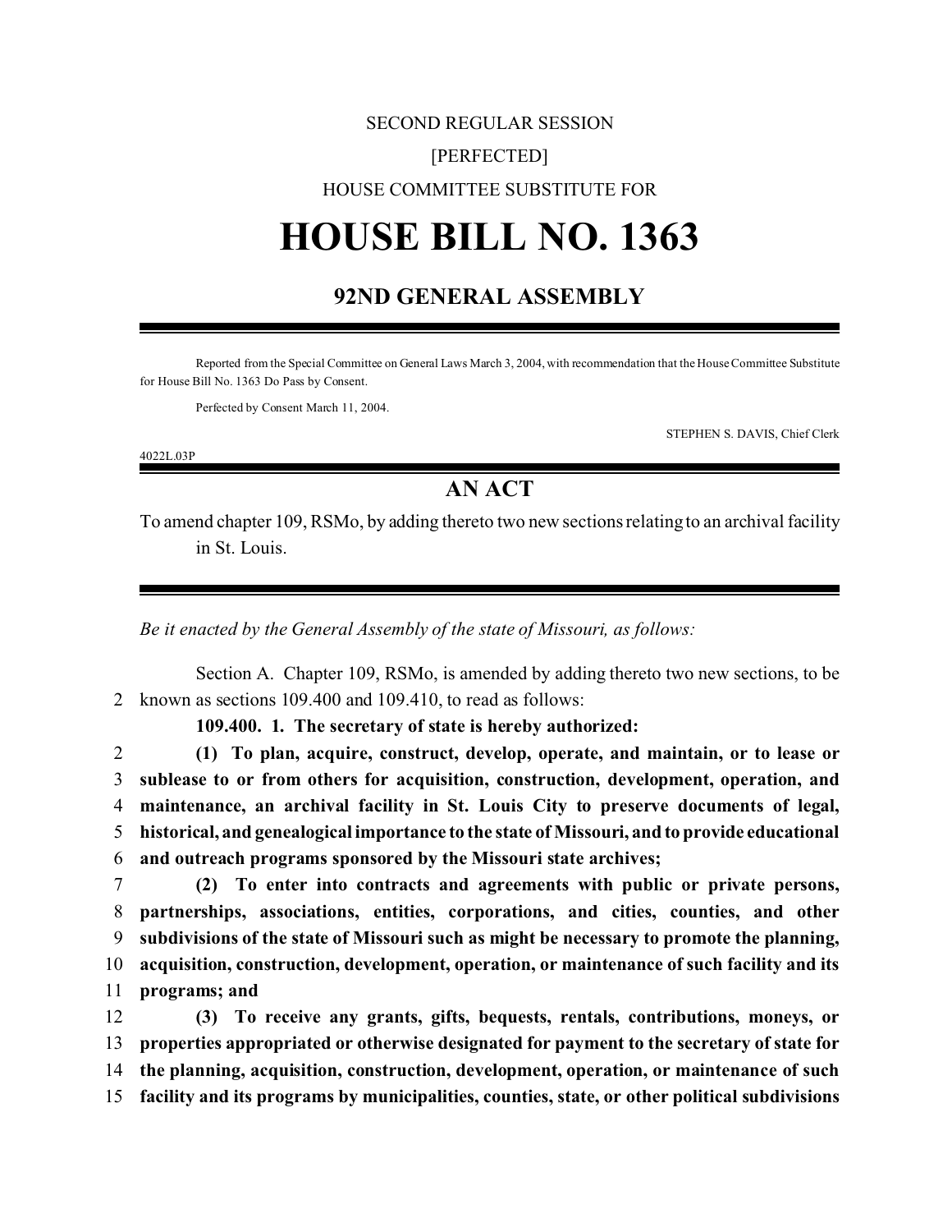SECOND REGULAR SESSION

[PERFECTED]

HOUSE COMMITTEE SUBSTITUTE FOR

# HOUSE BILL NO. 1363

## 92ND GENERAL ASSEMBLY

Reported from the Special Committee on General Laws March 3, 2004, with recommendation that the House Committee Substitute for House Bill No. 1363 Do Pass by Consent.

Perfected by Consent March 11, 2004.

STEPHEN S. DAVIS, Chief Clerk

4022L.03P

## AN ACT

To amend chapter 109, RSMo, by adding thereto two new sections relating to an archival facility in St. Louis.

*Be it enacted by the General Assembly of the state of Missouri, as follows:*

Section A. Chapter 109, RSMo, is amended by adding thereto two new sections, to be
2 known as sections 109.400 and 109.410, to read as follows:

**109.400. 1. The secretary of state is hereby authorized:**

2 **(1) To plan, acquire, construct, develop, operate, and maintain, or to lease or**
3 **sublease to or from others for acquisition, construction, development, operation, and**
4 **maintenance, an archival facility in St. Louis City to preserve documents of legal,**
5 **historical, and genealogical importance to the state of Missouri, and to provide educational**
6 **and outreach programs sponsored by the Missouri state archives;**

7 **(2) To enter into contracts and agreements with public or private persons,**
8 **partnerships, associations, entities, corporations, and cities, counties, and other**
9 **subdivisions of the state of Missouri such as might be necessary to promote the planning,**
10 **acquisition, construction, development, operation, or maintenance of such facility and its**
11 **programs; and**

12 **(3) To receive any grants, gifts, bequests, rentals, contributions, moneys, or**
13 **properties appropriated or otherwise designated for payment to the secretary of state for**
14 **the planning, acquisition, construction, development, operation, or maintenance of such**
15 **facility and its programs by municipalities, counties, state, or other political subdivisions**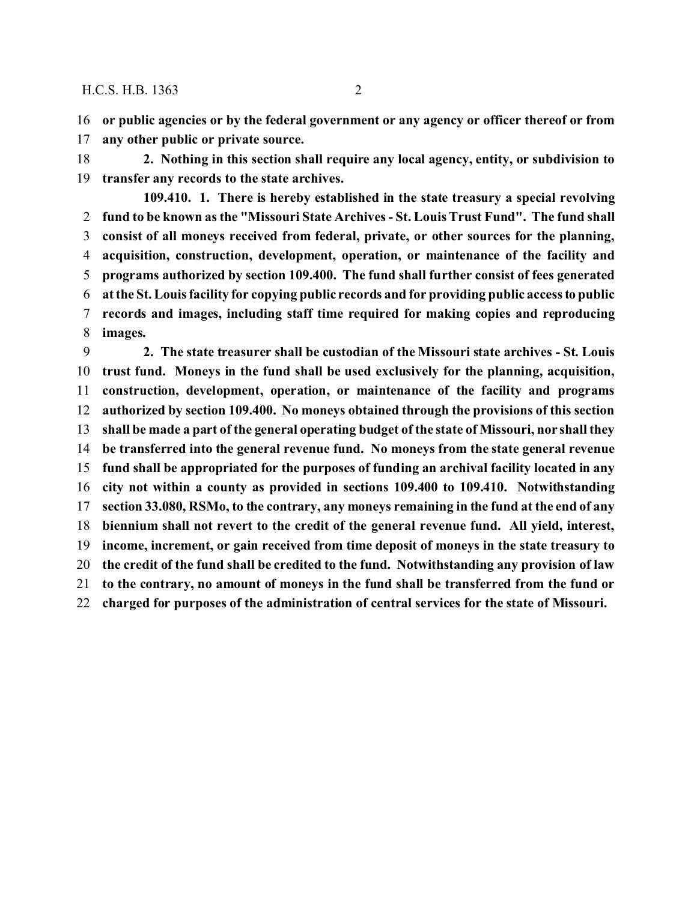**or public agencies or by the federal government or any agency or officer thereof or from any other public or private source.**

**2. Nothing in this section shall require any local agency, entity, or subdivision to transfer any records to the state archives.**

**109.410. 1. There is hereby established in the state treasury a special revolving fund to be known as the "Missouri State Archives - St. Louis Trust Fund". The fund shall consist of all moneys received from federal, private, or other sources for the planning, acquisition, construction, development, operation, or maintenance of the facility and programs authorized by section 109.400. The fund shall further consist of fees generated at the St. Louis facility for copying public records and for providing public access to public records and images, including staff time required for making copies and reproducing images.**

**2. The state treasurer shall be custodian of the Missouri state archives - St. Louis trust fund. Moneys in the fund shall be used exclusively for the planning, acquisition, construction, development, operation, or maintenance of the facility and programs authorized by section 109.400. No moneys obtained through the provisions of this section shall be made a part of the general operating budget of the state of Missouri, nor shall they be transferred into the general revenue fund. No moneys from the state general revenue fund shall be appropriated for the purposes of funding an archival facility located in any city not within a county as provided in sections 109.400 to 109.410. Notwithstanding section 33.080, RSMo, to the contrary, any moneys remaining in the fund at the end of any biennium shall not revert to the credit of the general revenue fund. All yield, interest, income, increment, or gain received from time deposit of moneys in the state treasury to the credit of the fund shall be credited to the fund. Notwithstanding any provision of law to the contrary, no amount of moneys in the fund shall be transferred from the fund or charged for purposes of the administration of central services for the state of Missouri.**